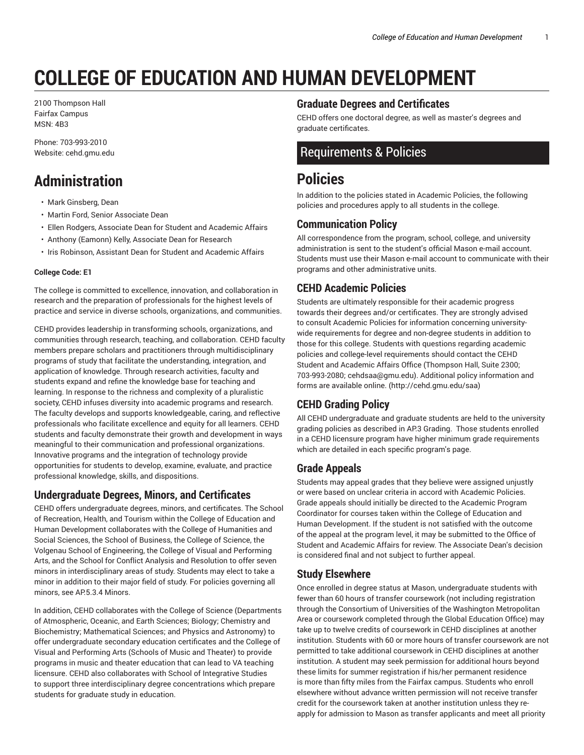# COLLEGE OF EDUCATION AND HUMAN DEVELOPMENT

2100 Thompson Hall
Fairfax Campus
MSN: 4B3

Phone: 703-993-2010
Website: cehd.gmu.edu

## Administration

- Mark Ginsberg, Dean
- Martin Ford, Senior Associate Dean
- Ellen Rodgers, Associate Dean for Student and Academic Affairs
- Anthony (Eamonn) Kelly, Associate Dean for Research
- Iris Robinson, Assistant Dean for Student and Academic Affairs

**College Code: E1**

The college is committed to excellence, innovation, and collaboration in research and the preparation of professionals for the highest levels of practice and service in diverse schools, organizations, and communities.

CEHD provides leadership in transforming schools, organizations, and communities through research, teaching, and collaboration. CEHD faculty members prepare scholars and practitioners through multidisciplinary programs of study that facilitate the understanding, integration, and application of knowledge. Through research activities, faculty and students expand and refine the knowledge base for teaching and learning. In response to the richness and complexity of a pluralistic society, CEHD infuses diversity into academic programs and research. The faculty develops and supports knowledgeable, caring, and reflective professionals who facilitate excellence and equity for all learners. CEHD students and faculty demonstrate their growth and development in ways meaningful to their communication and professional organizations. Innovative programs and the integration of technology provide opportunities for students to develop, examine, evaluate, and practice professional knowledge, skills, and dispositions.

### Undergraduate Degrees, Minors, and Certificates

CEHD offers undergraduate degrees, minors, and certificates. The School of Recreation, Health, and Tourism within the College of Education and Human Development collaborates with the College of Humanities and Social Sciences, the School of Business, the College of Science, the Volgenau School of Engineering, the College of Visual and Performing Arts, and the School for Conflict Analysis and Resolution to offer seven minors in interdisciplinary areas of study. Students may elect to take a minor in addition to their major field of study. For policies governing all minors, see AP.5.3.4 Minors.

In addition, CEHD collaborates with the College of Science (Departments of Atmospheric, Oceanic, and Earth Sciences; Biology; Chemistry and Biochemistry; Mathematical Sciences; and Physics and Astronomy) to offer undergraduate secondary education certificates and the College of Visual and Performing Arts (Schools of Music and Theater) to provide programs in music and theater education that can lead to VA teaching licensure. CEHD also collaborates with School of Integrative Studies to support three interdisciplinary degree concentrations which prepare students for graduate study in education.

### Graduate Degrees and Certificates

CEHD offers one doctoral degree, as well as master's degrees and graduate certificates.

## Requirements & Policies

## Policies

In addition to the policies stated in Academic Policies, the following policies and procedures apply to all students in the college.

### Communication Policy

All correspondence from the program, school, college, and university administration is sent to the student's official Mason e-mail account. Students must use their Mason e-mail account to communicate with their programs and other administrative units.

### CEHD Academic Policies

Students are ultimately responsible for their academic progress towards their degrees and/or certificates. They are strongly advised to consult Academic Policies for information concerning university-wide requirements for degree and non-degree students in addition to those for this college. Students with questions regarding academic policies and college-level requirements should contact the CEHD Student and Academic Affairs Office (Thompson Hall, Suite 2300; 703-993-2080; cehdsaa@gmu.edu). Additional policy information and forms are available online. (http://cehd.gmu.edu/saa)

### CEHD Grading Policy

All CEHD undergraduate and graduate students are held to the university grading policies as described in AP.3 Grading. Those students enrolled in a CEHD licensure program have higher minimum grade requirements which are detailed in each specific program's page.

### Grade Appeals

Students may appeal grades that they believe were assigned unjustly or were based on unclear criteria in accord with Academic Policies. Grade appeals should initially be directed to the Academic Program Coordinator for courses taken within the College of Education and Human Development. If the student is not satisfied with the outcome of the appeal at the program level, it may be submitted to the Office of Student and Academic Affairs for review. The Associate Dean's decision is considered final and not subject to further appeal.

### Study Elsewhere

Once enrolled in degree status at Mason, undergraduate students with fewer than 60 hours of transfer coursework (not including registration through the Consortium of Universities of the Washington Metropolitan Area or coursework completed through the Global Education Office) may take up to twelve credits of coursework in CEHD disciplines at another institution. Students with 60 or more hours of transfer coursework are not permitted to take additional coursework in CEHD disciplines at another institution. A student may seek permission for additional hours beyond these limits for summer registration if his/her permanent residence is more than fifty miles from the Fairfax campus. Students who enroll elsewhere without advance written permission will not receive transfer credit for the coursework taken at another institution unless they re-apply for admission to Mason as transfer applicants and meet all priority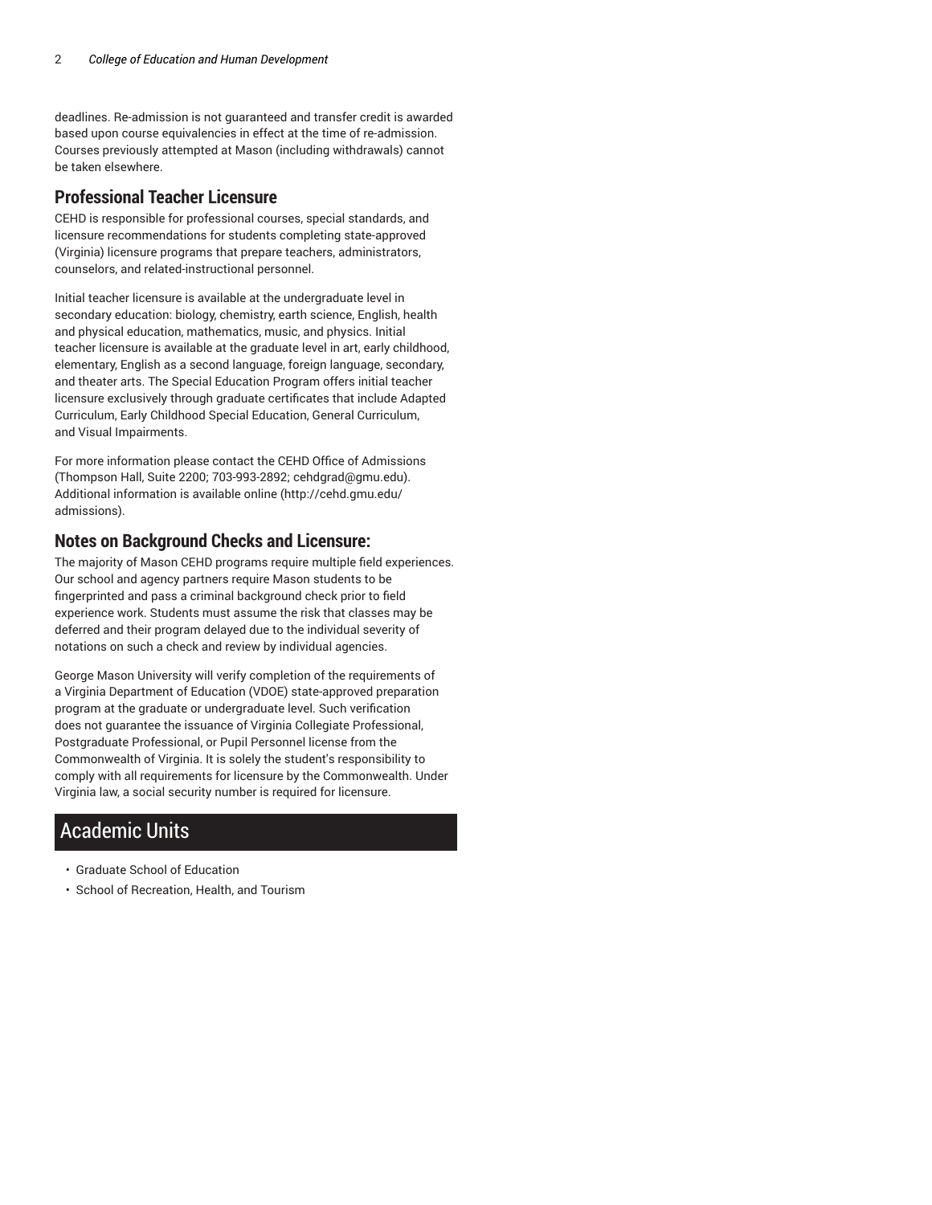deadlines. Re-admission is not guaranteed and transfer credit is awarded based upon course equivalencies in effect at the time of re-admission. Courses previously attempted at Mason (including withdrawals) cannot be taken elsewhere.

## Professional Teacher Licensure

CEHD is responsible for professional courses, special standards, and licensure recommendations for students completing state-approved (Virginia) licensure programs that prepare teachers, administrators, counselors, and related-instructional personnel.

Initial teacher licensure is available at the undergraduate level in secondary education: biology, chemistry, earth science, English, health and physical education, mathematics, music, and physics. Initial teacher licensure is available at the graduate level in art, early childhood, elementary, English as a second language, foreign language, secondary, and theater arts. The Special Education Program offers initial teacher licensure exclusively through graduate certificates that include Adapted Curriculum, Early Childhood Special Education, General Curriculum, and Visual Impairments.

For more information please contact the CEHD Office of Admissions (Thompson Hall, Suite 2200; 703-993-2892; cehdgrad@gmu.edu). Additional information is available online (http://cehd.gmu.edu/admissions).

## Notes on Background Checks and Licensure:

The majority of Mason CEHD programs require multiple field experiences. Our school and agency partners require Mason students to be fingerprinted and pass a criminal background check prior to field experience work. Students must assume the risk that classes may be deferred and their program delayed due to the individual severity of notations on such a check and review by individual agencies.

George Mason University will verify completion of the requirements of a Virginia Department of Education (VDOE) state-approved preparation program at the graduate or undergraduate level. Such verification does not guarantee the issuance of Virginia Collegiate Professional, Postgraduate Professional, or Pupil Personnel license from the Commonwealth of Virginia. It is solely the student's responsibility to comply with all requirements for licensure by the Commonwealth. Under Virginia law, a social security number is required for licensure.

# Academic Units

- Graduate School of Education
- School of Recreation, Health, and Tourism